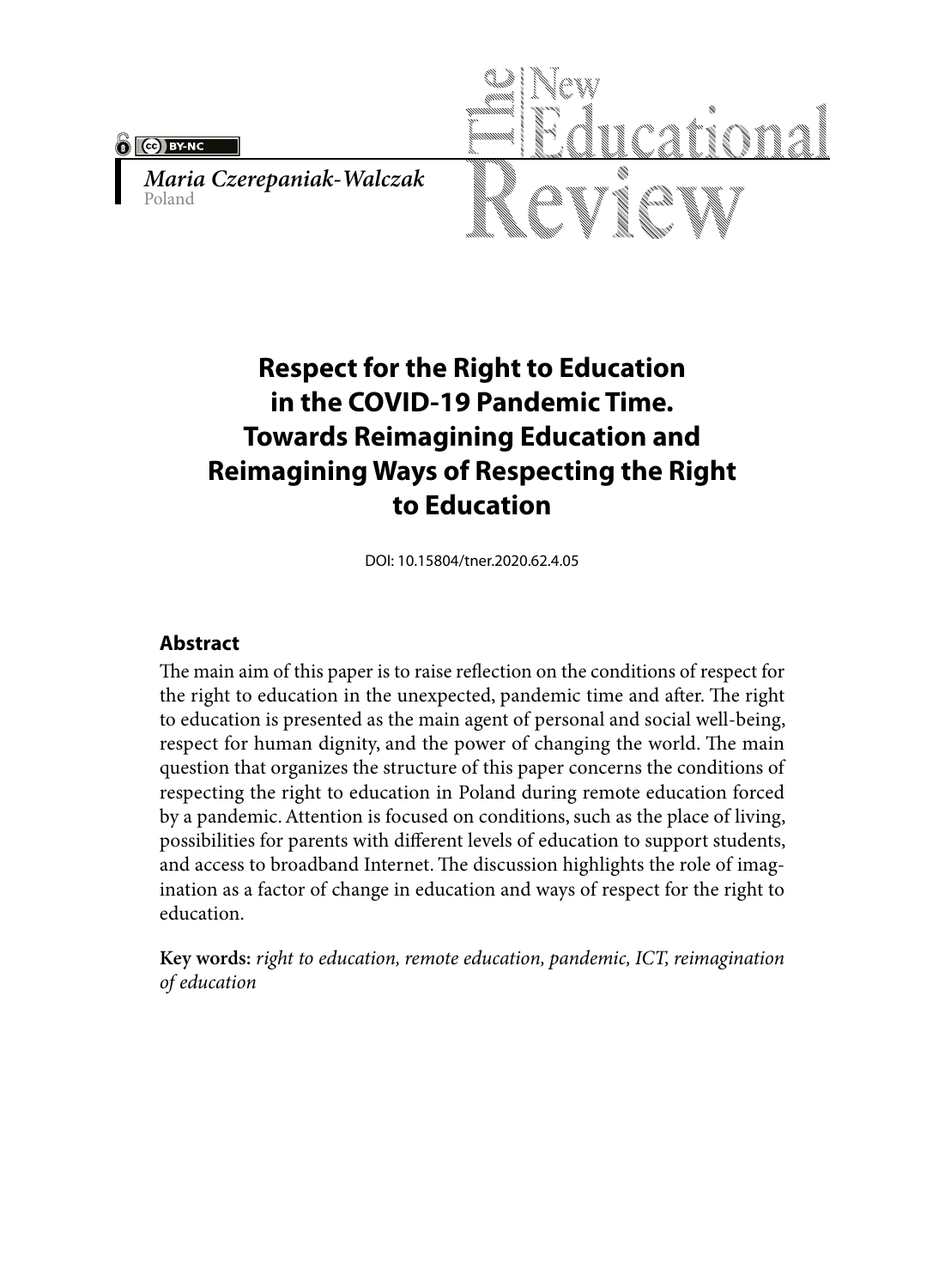*Maria Czerepaniak-Walczak*
Poland

# Respect for the Right to Education in the COVID-19 Pandemic Time. Towards Reimagining Education and Reimagining Ways of Respecting the Right to Education

DOI: 10.15804/tner.2020.62.4.05

## Abstract

The main aim of this paper is to raise reflection on the conditions of respect for the right to education in the unexpected, pandemic time and after. The right to education is presented as the main agent of personal and social well-being, respect for human dignity, and the power of changing the world. The main question that organizes the structure of this paper concerns the conditions of respecting the right to education in Poland during remote education forced by a pandemic. Attention is focused on conditions, such as the place of living, possibilities for parents with different levels of education to support students, and access to broadband Internet. The discussion highlights the role of imagination as a factor of change in education and ways of respect for the right to education.

**Key words:** *right to education, remote education, pandemic, ICT, reimagination of education*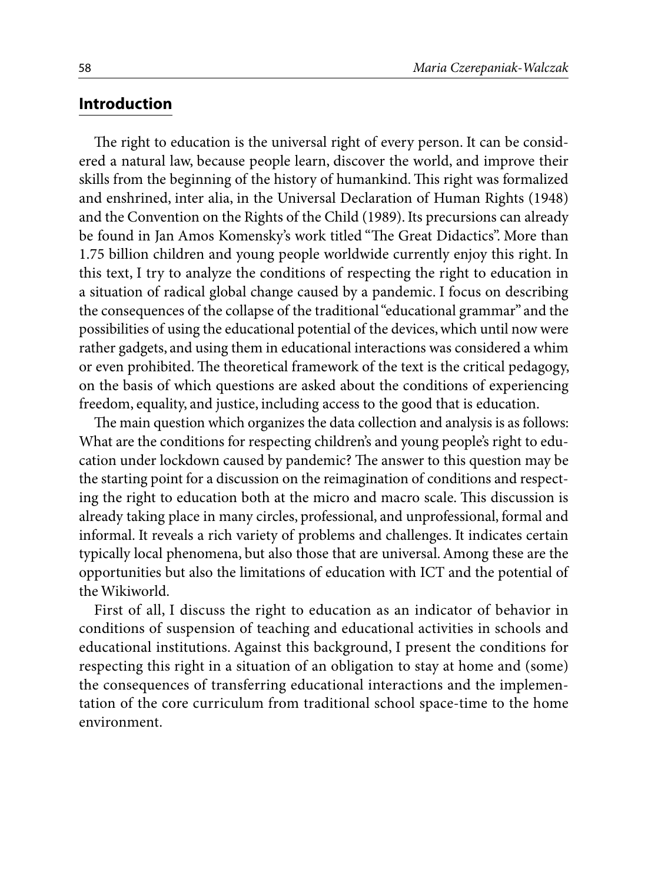## Introduction

The right to education is the universal right of every person. It can be considered a natural law, because people learn, discover the world, and improve their skills from the beginning of the history of humankind. This right was formalized and enshrined, inter alia, in the Universal Declaration of Human Rights (1948) and the Convention on the Rights of the Child (1989). Its precursions can already be found in Jan Amos Komensky's work titled "The Great Didactics". More than 1.75 billion children and young people worldwide currently enjoy this right. In this text, I try to analyze the conditions of respecting the right to education in a situation of radical global change caused by a pandemic. I focus on describing the consequences of the collapse of the traditional "educational grammar" and the possibilities of using the educational potential of the devices, which until now were rather gadgets, and using them in educational interactions was considered a whim or even prohibited. The theoretical framework of the text is the critical pedagogy, on the basis of which questions are asked about the conditions of experiencing freedom, equality, and justice, including access to the good that is education.

The main question which organizes the data collection and analysis is as follows: What are the conditions for respecting children's and young people's right to education under lockdown caused by pandemic? The answer to this question may be the starting point for a discussion on the reimagination of conditions and respecting the right to education both at the micro and macro scale. This discussion is already taking place in many circles, professional, and unprofessional, formal and informal. It reveals a rich variety of problems and challenges. It indicates certain typically local phenomena, but also those that are universal. Among these are the opportunities but also the limitations of education with ICT and the potential of the Wikiworld.

First of all, I discuss the right to education as an indicator of behavior in conditions of suspension of teaching and educational activities in schools and educational institutions. Against this background, I present the conditions for respecting this right in a situation of an obligation to stay at home and (some) the consequences of transferring educational interactions and the implementation of the core curriculum from traditional school space-time to the home environment.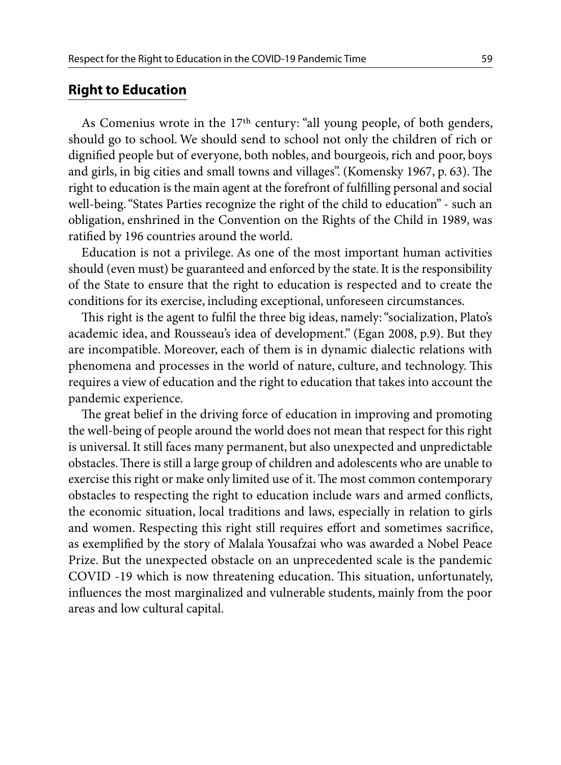## Right to Education

As Comenius wrote in the 17th century: "all young people, of both genders, should go to school. We should send to school not only the children of rich or dignified people but of everyone, both nobles, and bourgeois, rich and poor, boys and girls, in big cities and small towns and villages". (Komensky 1967, p. 63). The right to education is the main agent at the forefront of fulfilling personal and social well-being. "States Parties recognize the right of the child to education" - such an obligation, enshrined in the Convention on the Rights of the Child in 1989, was ratified by 196 countries around the world.

Education is not a privilege. As one of the most important human activities should (even must) be guaranteed and enforced by the state. It is the responsibility of the State to ensure that the right to education is respected and to create the conditions for its exercise, including exceptional, unforeseen circumstances.

This right is the agent to fulfil the three big ideas, namely: "socialization, Plato's academic idea, and Rousseau's idea of development." (Egan 2008, p.9). But they are incompatible. Moreover, each of them is in dynamic dialectic relations with phenomena and processes in the world of nature, culture, and technology. This requires a view of education and the right to education that takes into account the pandemic experience.

The great belief in the driving force of education in improving and promoting the well-being of people around the world does not mean that respect for this right is universal. It still faces many permanent, but also unexpected and unpredictable obstacles. There is still a large group of children and adolescents who are unable to exercise this right or make only limited use of it. The most common contemporary obstacles to respecting the right to education include wars and armed conflicts, the economic situation, local traditions and laws, especially in relation to girls and women. Respecting this right still requires effort and sometimes sacrifice, as exemplified by the story of Malala Yousafzai who was awarded a Nobel Peace Prize. But the unexpected obstacle on an unprecedented scale is the pandemic COVID -19 which is now threatening education. This situation, unfortunately, influences the most marginalized and vulnerable students, mainly from the poor areas and low cultural capital.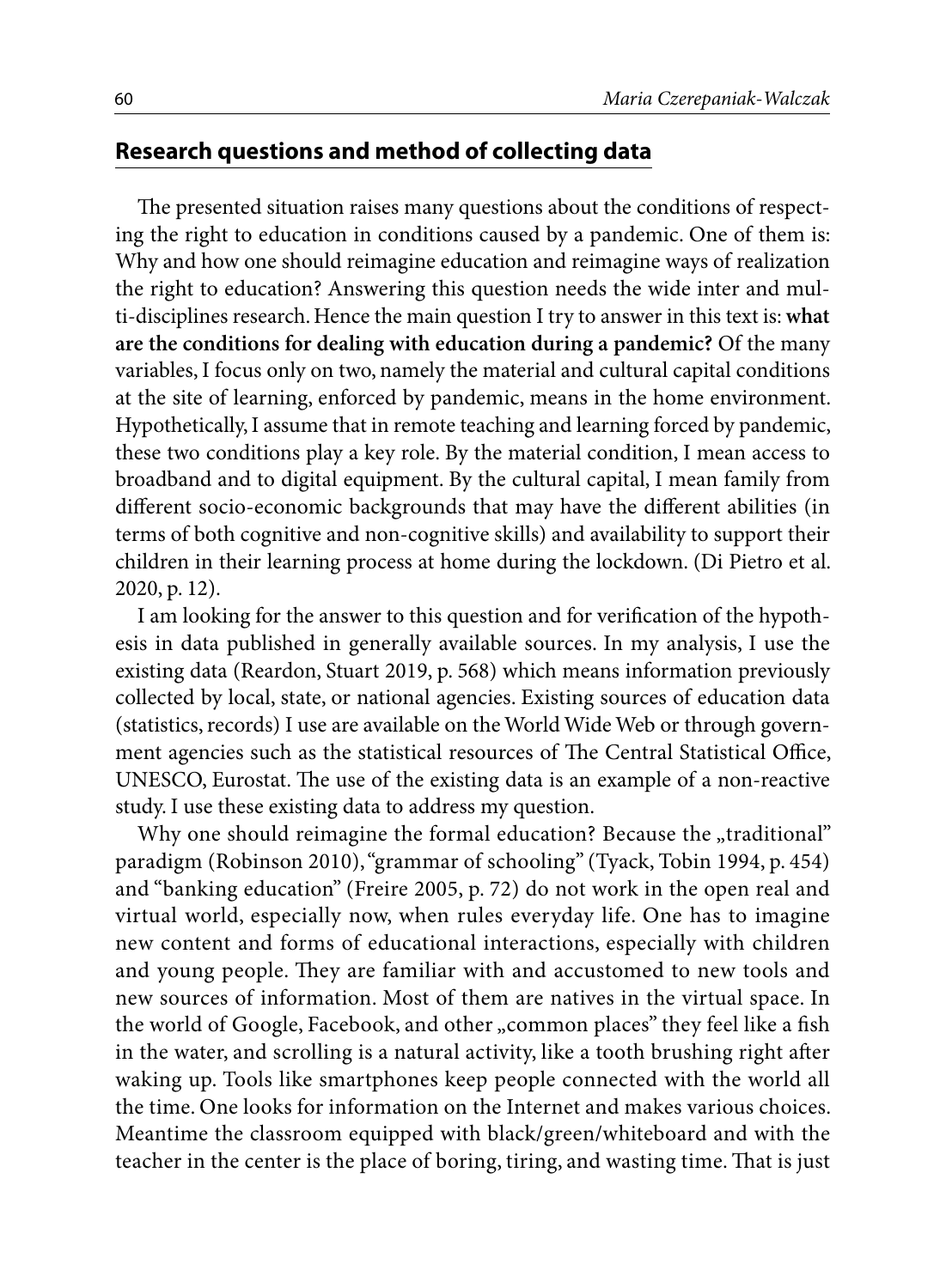## Research questions and method of collecting data

The presented situation raises many questions about the conditions of respecting the right to education in conditions caused by a pandemic. One of them is: Why and how one should reimagine education and reimagine ways of realization the right to education? Answering this question needs the wide inter and multi-disciplines research. Hence the main question I try to answer in this text is: **what are the conditions for dealing with education during a pandemic?** Of the many variables, I focus only on two, namely the material and cultural capital conditions at the site of learning, enforced by pandemic, means in the home environment. Hypothetically, I assume that in remote teaching and learning forced by pandemic, these two conditions play a key role. By the material condition, I mean access to broadband and to digital equipment. By the cultural capital, I mean family from different socio-economic backgrounds that may have the different abilities (in terms of both cognitive and non-cognitive skills) and availability to support their children in their learning process at home during the lockdown. (Di Pietro et al. 2020, p. 12).

I am looking for the answer to this question and for verification of the hypothesis in data published in generally available sources. In my analysis, I use the existing data (Reardon, Stuart 2019, p. 568) which means information previously collected by local, state, or national agencies. Existing sources of education data (statistics, records) I use are available on the World Wide Web or through government agencies such as the statistical resources of The Central Statistical Office, UNESCO, Eurostat. The use of the existing data is an example of a non-reactive study. I use these existing data to address my question.

Why one should reimagine the formal education? Because the „traditional" paradigm (Robinson 2010), "grammar of schooling" (Tyack, Tobin 1994, p. 454) and "banking education" (Freire 2005, p. 72) do not work in the open real and virtual world, especially now, when rules everyday life. One has to imagine new content and forms of educational interactions, especially with children and young people. They are familiar with and accustomed to new tools and new sources of information. Most of them are natives in the virtual space. In the world of Google, Facebook, and other „common places" they feel like a fish in the water, and scrolling is a natural activity, like a tooth brushing right after waking up. Tools like smartphones keep people connected with the world all the time. One looks for information on the Internet and makes various choices. Meantime the classroom equipped with black/green/whiteboard and with the teacher in the center is the place of boring, tiring, and wasting time. That is just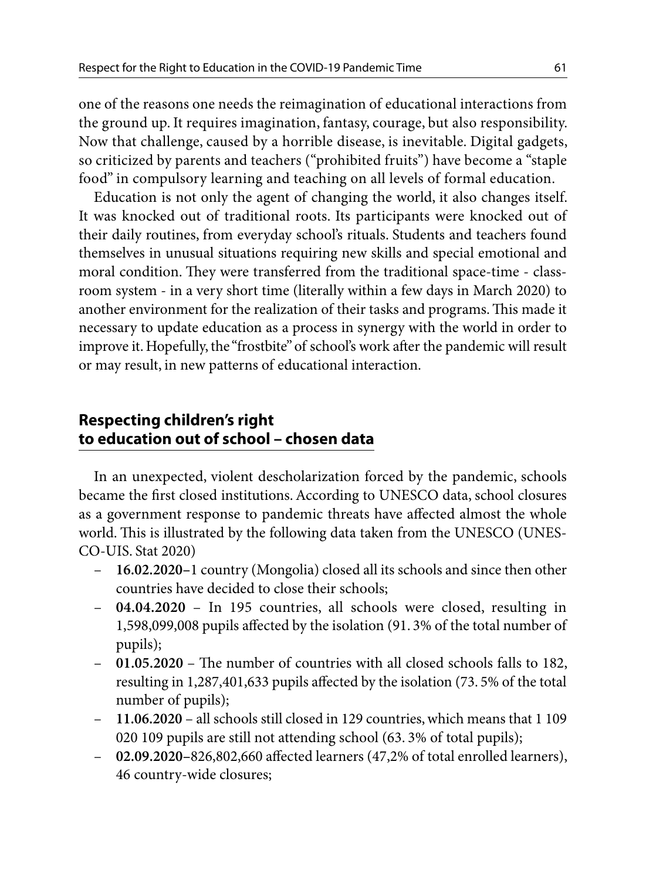one of the reasons one needs the reimagination of educational interactions from the ground up. It requires imagination, fantasy, courage, but also responsibility. Now that challenge, caused by a horrible disease, is inevitable. Digital gadgets, so criticized by parents and teachers ("prohibited fruits") have become a "staple food" in compulsory learning and teaching on all levels of formal education.

Education is not only the agent of changing the world, it also changes itself. It was knocked out of traditional roots. Its participants were knocked out of their daily routines, from everyday school's rituals. Students and teachers found themselves in unusual situations requiring new skills and special emotional and moral condition. They were transferred from the traditional space-time - classroom system - in a very short time (literally within a few days in March 2020) to another environment for the realization of their tasks and programs. This made it necessary to update education as a process in synergy with the world in order to improve it. Hopefully, the "frostbite" of school's work after the pandemic will result or may result, in new patterns of educational interaction.

## Respecting children's right to education out of school – chosen data

In an unexpected, violent descholarization forced by the pandemic, schools became the first closed institutions. According to UNESCO data, school closures as a government response to pandemic threats have affected almost the whole world. This is illustrated by the following data taken from the UNESCO (UNESCO-UIS. Stat 2020)

- **16.02.2020**–1 country (Mongolia) closed all its schools and since then other countries have decided to close their schools;
- **04.04.2020** – In 195 countries, all schools were closed, resulting in 1,598,099,008 pupils affected by the isolation (91. 3% of the total number of pupils);
- **01.05.2020** – The number of countries with all closed schools falls to 182, resulting in 1,287,401,633 pupils affected by the isolation (73. 5% of the total number of pupils);
- **11.06.2020** – all schools still closed in 129 countries, which means that 1 109 020 109 pupils are still not attending school (63. 3% of total pupils);
- **02.09.2020**–826,802,660 affected learners (47,2% of total enrolled learners), 46 country-wide closures;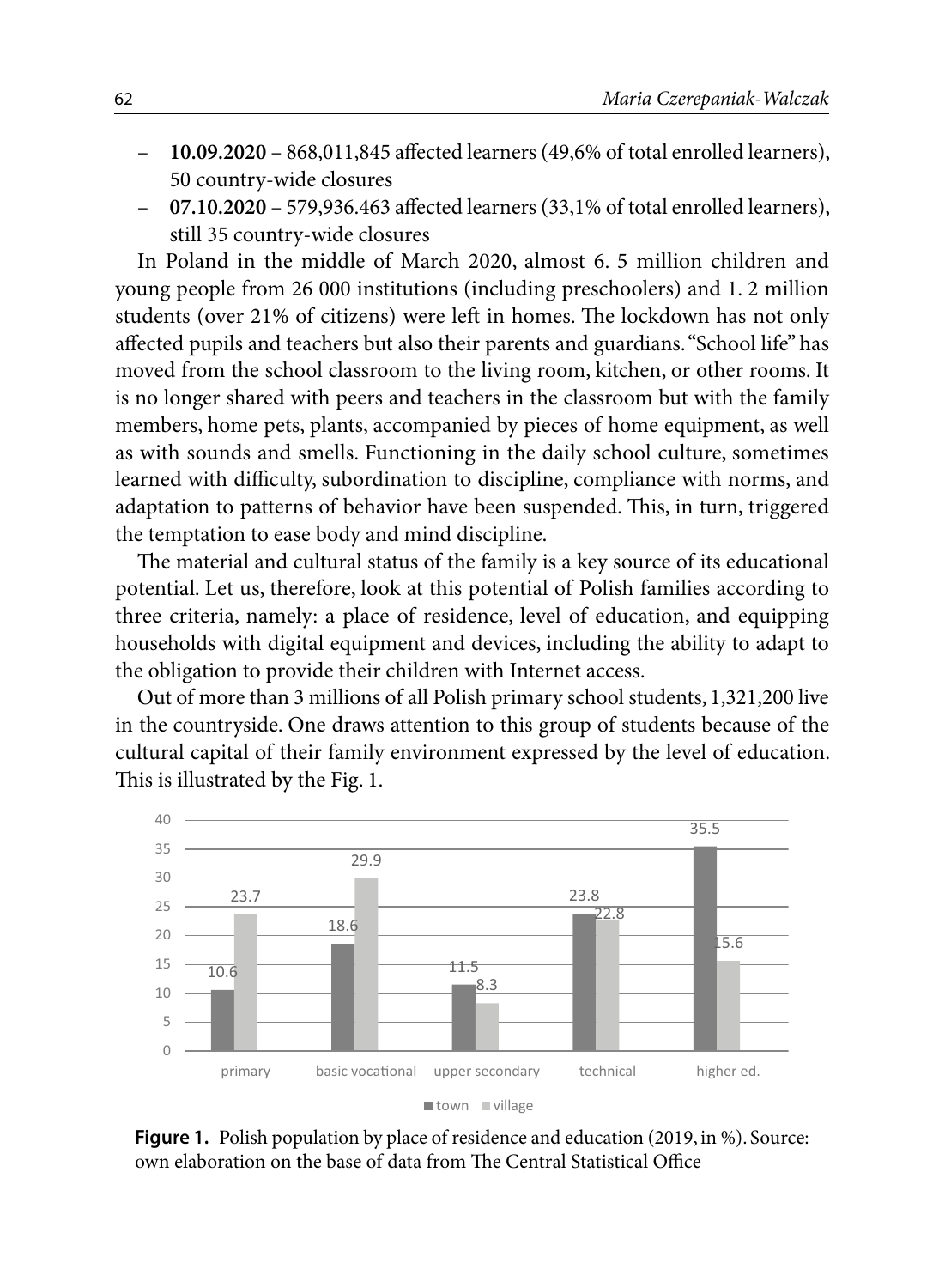- **10.09.2020** – 868,011,845 affected learners (49,6% of total enrolled learners), 50 country-wide closures
- **07.10.2020** – 579,936.463 affected learners (33,1% of total enrolled learners), still 35 country-wide closures

In Poland in the middle of March 2020, almost 6. 5 million children and young people from 26 000 institutions (including preschoolers) and 1. 2 million students (over 21% of citizens) were left in homes. The lockdown has not only affected pupils and teachers but also their parents and guardians. "School life" has moved from the school classroom to the living room, kitchen, or other rooms. It is no longer shared with peers and teachers in the classroom but with the family members, home pets, plants, accompanied by pieces of home equipment, as well as with sounds and smells. Functioning in the daily school culture, sometimes learned with difficulty, subordination to discipline, compliance with norms, and adaptation to patterns of behavior have been suspended. This, in turn, triggered the temptation to ease body and mind discipline.

The material and cultural status of the family is a key source of its educational potential. Let us, therefore, look at this potential of Polish families according to three criteria, namely: a place of residence, level of education, and equipping households with digital equipment and devices, including the ability to adapt to the obligation to provide their children with Internet access.

Out of more than 3 millions of all Polish primary school students, 1,321,200 live in the countryside. One draws attention to this group of students because of the cultural capital of their family environment expressed by the level of education. This is illustrated by the Fig. 1.

| | primary | basic vocational | upper secondary | technical | higher ed. |
|---|---|---|---|---|---|
| town | 10.6 | 18.6 | 11.5 | 23.8 | 35.5 |
| village | 23.7 | 29.9 | 8.3 | 22.8 | 15.6 |

**Figure 1.** Polish population by place of residence and education (2019, in %). Source: own elaboration on the base of data from The Central Statistical Office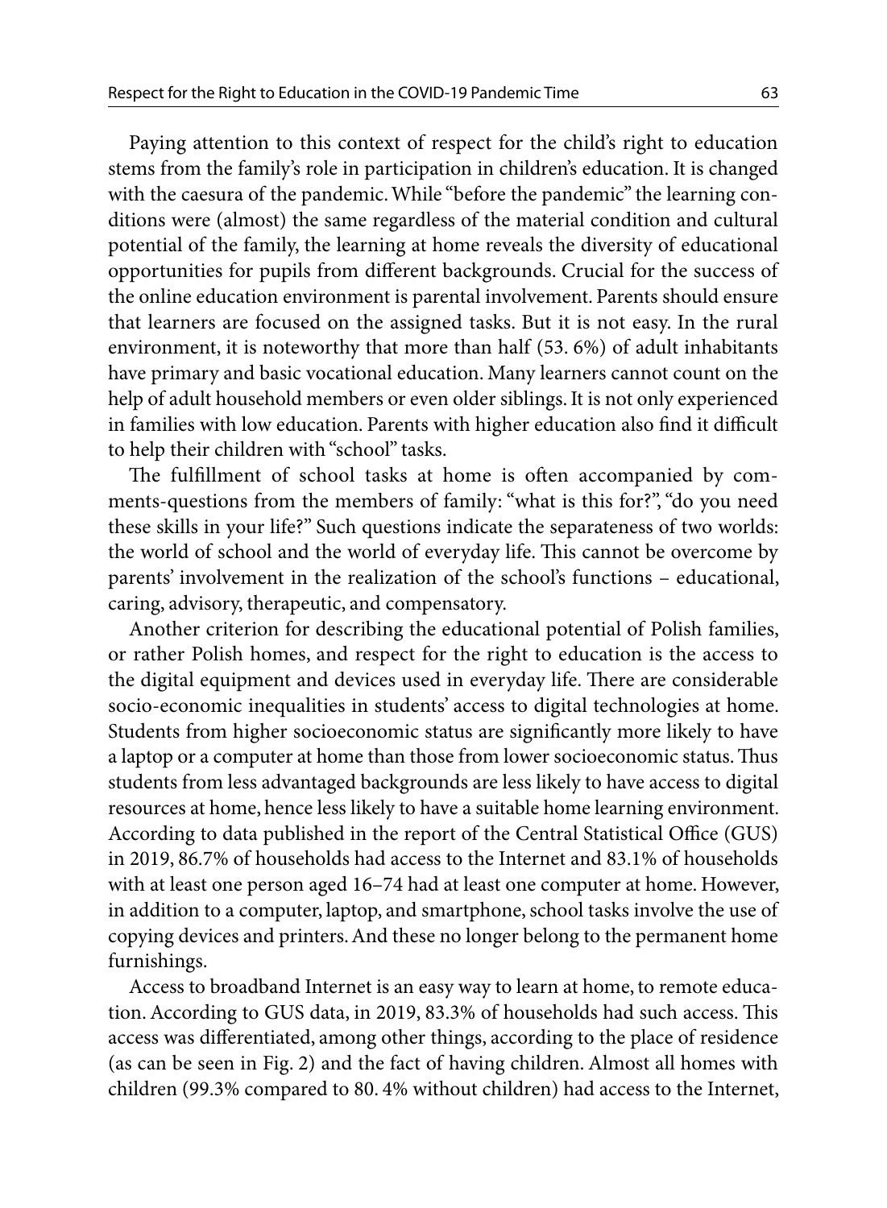Paying attention to this context of respect for the child's right to education stems from the family's role in participation in children's education. It is changed with the caesura of the pandemic. While "before the pandemic" the learning conditions were (almost) the same regardless of the material condition and cultural potential of the family, the learning at home reveals the diversity of educational opportunities for pupils from different backgrounds. Crucial for the success of the online education environment is parental involvement. Parents should ensure that learners are focused on the assigned tasks. But it is not easy. In the rural environment, it is noteworthy that more than half (53. 6%) of adult inhabitants have primary and basic vocational education. Many learners cannot count on the help of adult household members or even older siblings. It is not only experienced in families with low education. Parents with higher education also find it difficult to help their children with "school" tasks.

The fulfillment of school tasks at home is often accompanied by comments-questions from the members of family: "what is this for?", "do you need these skills in your life?" Such questions indicate the separateness of two worlds: the world of school and the world of everyday life. This cannot be overcome by parents' involvement in the realization of the school's functions – educational, caring, advisory, therapeutic, and compensatory.

Another criterion for describing the educational potential of Polish families, or rather Polish homes, and respect for the right to education is the access to the digital equipment and devices used in everyday life. There are considerable socio-economic inequalities in students' access to digital technologies at home. Students from higher socioeconomic status are significantly more likely to have a laptop or a computer at home than those from lower socioeconomic status. Thus students from less advantaged backgrounds are less likely to have access to digital resources at home, hence less likely to have a suitable home learning environment. According to data published in the report of the Central Statistical Office (GUS) in 2019, 86.7% of households had access to the Internet and 83.1% of households with at least one person aged 16–74 had at least one computer at home. However, in addition to a computer, laptop, and smartphone, school tasks involve the use of copying devices and printers. And these no longer belong to the permanent home furnishings.

Access to broadband Internet is an easy way to learn at home, to remote education. According to GUS data, in 2019, 83.3% of households had such access. This access was differentiated, among other things, according to the place of residence (as can be seen in Fig. 2) and the fact of having children. Almost all homes with children (99.3% compared to 80. 4% without children) had access to the Internet,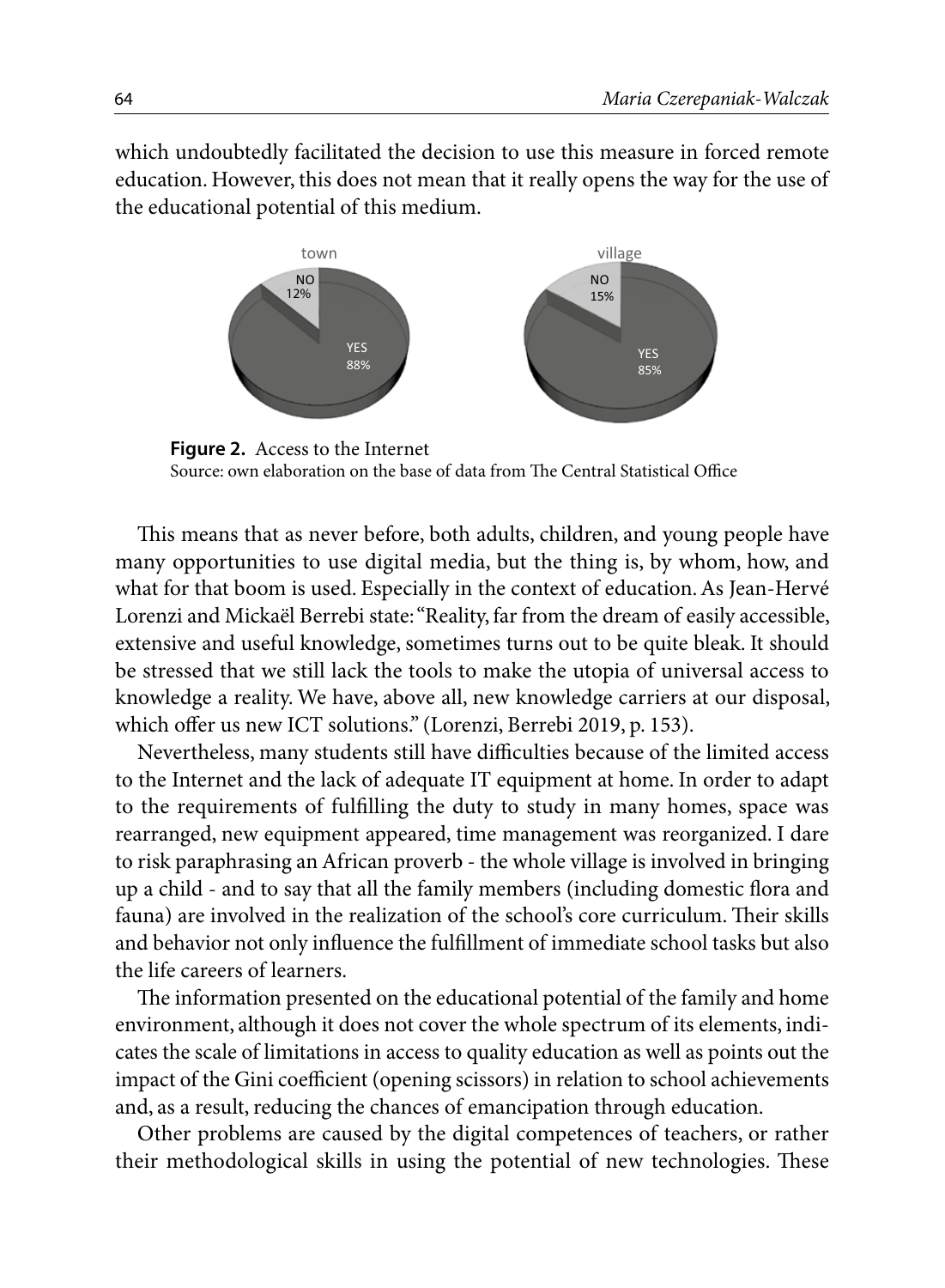which undoubtedly facilitated the decision to use this measure in forced remote education. However, this does not mean that it really opens the way for the use of the educational potential of this medium.

**Figure 2.** Access to the Internet
Source: own elaboration on the base of data from The Central Statistical Office

This means that as never before, both adults, children, and young people have many opportunities to use digital media, but the thing is, by whom, how, and what for that boom is used. Especially in the context of education. As Jean-Hervé Lorenzi and Mickaël Berrebi state: "Reality, far from the dream of easily accessible, extensive and useful knowledge, sometimes turns out to be quite bleak. It should be stressed that we still lack the tools to make the utopia of universal access to knowledge a reality. We have, above all, new knowledge carriers at our disposal, which offer us new ICT solutions." (Lorenzi, Berrebi 2019, p. 153).

Nevertheless, many students still have difficulties because of the limited access to the Internet and the lack of adequate IT equipment at home. In order to adapt to the requirements of fulfilling the duty to study in many homes, space was rearranged, new equipment appeared, time management was reorganized. I dare to risk paraphrasing an African proverb - the whole village is involved in bringing up a child - and to say that all the family members (including domestic flora and fauna) are involved in the realization of the school's core curriculum. Their skills and behavior not only influence the fulfillment of immediate school tasks but also the life careers of learners.

The information presented on the educational potential of the family and home environment, although it does not cover the whole spectrum of its elements, indicates the scale of limitations in access to quality education as well as points out the impact of the Gini coefficient (opening scissors) in relation to school achievements and, as a result, reducing the chances of emancipation through education.

Other problems are caused by the digital competences of teachers, or rather their methodological skills in using the potential of new technologies. These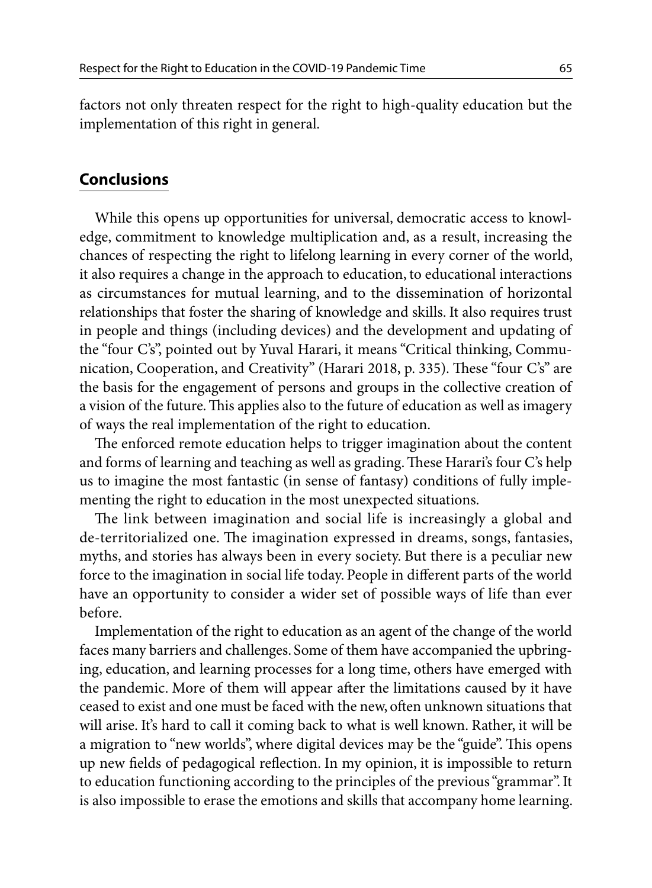factors not only threaten respect for the right to high-quality education but the implementation of this right in general.

## Conclusions

While this opens up opportunities for universal, democratic access to knowledge, commitment to knowledge multiplication and, as a result, increasing the chances of respecting the right to lifelong learning in every corner of the world, it also requires a change in the approach to education, to educational interactions as circumstances for mutual learning, and to the dissemination of horizontal relationships that foster the sharing of knowledge and skills. It also requires trust in people and things (including devices) and the development and updating of the "four C's", pointed out by Yuval Harari, it means "Critical thinking, Communication, Cooperation, and Creativity" (Harari 2018, p. 335). These "four C's" are the basis for the engagement of persons and groups in the collective creation of a vision of the future. This applies also to the future of education as well as imagery of ways the real implementation of the right to education.

The enforced remote education helps to trigger imagination about the content and forms of learning and teaching as well as grading. These Harari's four C's help us to imagine the most fantastic (in sense of fantasy) conditions of fully implementing the right to education in the most unexpected situations.

The link between imagination and social life is increasingly a global and de-territorialized one. The imagination expressed in dreams, songs, fantasies, myths, and stories has always been in every society. But there is a peculiar new force to the imagination in social life today. People in different parts of the world have an opportunity to consider a wider set of possible ways of life than ever before.

Implementation of the right to education as an agent of the change of the world faces many barriers and challenges. Some of them have accompanied the upbringing, education, and learning processes for a long time, others have emerged with the pandemic. More of them will appear after the limitations caused by it have ceased to exist and one must be faced with the new, often unknown situations that will arise. It's hard to call it coming back to what is well known. Rather, it will be a migration to "new worlds", where digital devices may be the "guide". This opens up new fields of pedagogical reflection. In my opinion, it is impossible to return to education functioning according to the principles of the previous "grammar". It is also impossible to erase the emotions and skills that accompany home learning.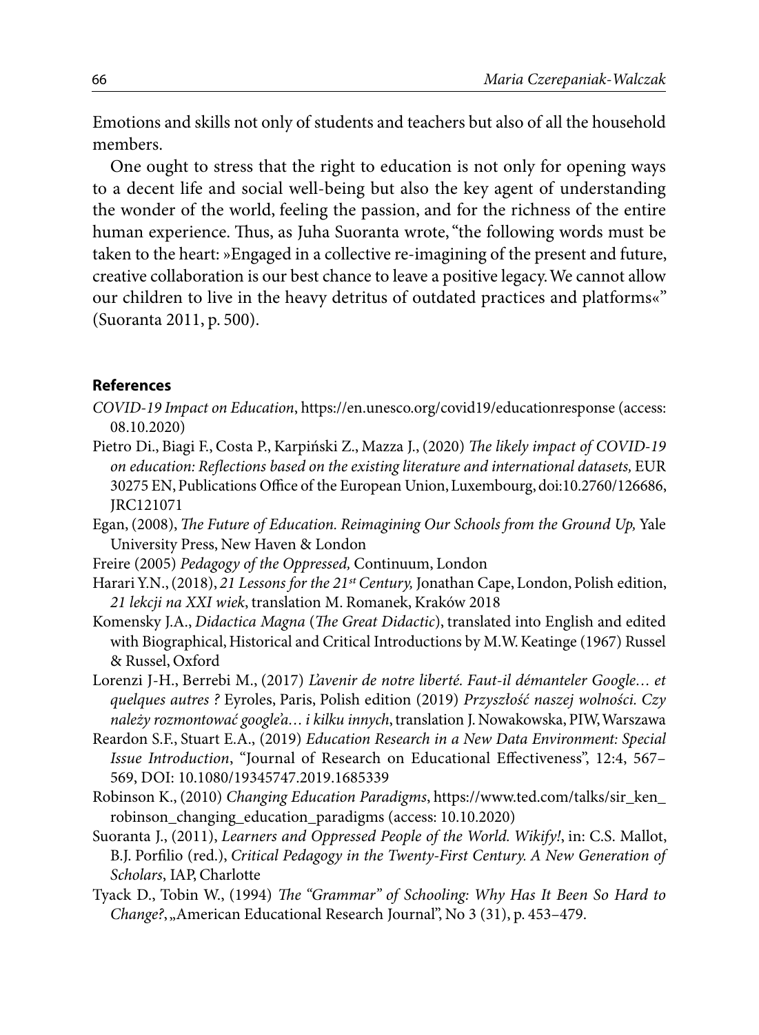Emotions and skills not only of students and teachers but also of all the household members.

One ought to stress that the right to education is not only for opening ways to a decent life and social well-being but also the key agent of understanding the wonder of the world, feeling the passion, and for the richness of the entire human experience. Thus, as Juha Suoranta wrote, "the following words must be taken to the heart: »Engaged in a collective re-imagining of the present and future, creative collaboration is our best chance to leave a positive legacy. We cannot allow our children to live in the heavy detritus of outdated practices and platforms«" (Suoranta 2011, p. 500).

## References

*COVID-19 Impact on Education*, https://en.unesco.org/covid19/educationresponse (access: 08.10.2020)

Pietro Di., Biagi F., Costa P., Karpiński Z., Mazza J., (2020) *The likely impact of COVID-19 on education: Reflections based on the existing literature and international datasets,* EUR 30275 EN, Publications Office of the European Union, Luxembourg, doi:10.2760/126686, JRC121071

Egan, (2008), *The Future of Education. Reimagining Our Schools from the Ground Up,* Yale University Press, New Haven & London

Freire (2005) *Pedagogy of the Oppressed,* Continuum, London

Harari Y.N., (2018), *21 Lessons for the 21st Century,* Jonathan Cape, London, Polish edition, *21 lekcji na XXI wiek*, translation M. Romanek, Kraków 2018

Komensky J.A., *Didactica Magna* (*The Great Didactic*), translated into English and edited with Biographical, Historical and Critical Introductions by M.W. Keatinge (1967) Russel & Russel, Oxford

Lorenzi J-H., Berrebi M., (2017) *L'avenir de notre liberté. Faut-il démanteler Google… et quelques autres ?* Eyroles, Paris, Polish edition (2019) *Przyszłość naszej wolności. Czy należy rozmontować google'a… i kilku innych*, translation J. Nowakowska, PIW, Warszawa

Reardon S.F., Stuart E.A., (2019) *Education Research in a New Data Environment: Special Issue Introduction*, "Journal of Research on Educational Effectiveness", 12:4, 567–569, DOI: 10.1080/19345747.2019.1685339

Robinson K., (2010) *Changing Education Paradigms*, https://www.ted.com/talks/sir_ken_robinson_changing_education_paradigms (access: 10.10.2020)

Suoranta J., (2011), *Learners and Oppressed People of the World. Wikify!*, in: C.S. Mallot, B.J. Porfilio (red.), *Critical Pedagogy in the Twenty-First Century. A New Generation of Scholars*, IAP, Charlotte

Tyack D., Tobin W., (1994) *The "Grammar" of Schooling: Why Has It Been So Hard to Change?*, „American Educational Research Journal", No 3 (31), p. 453–479.